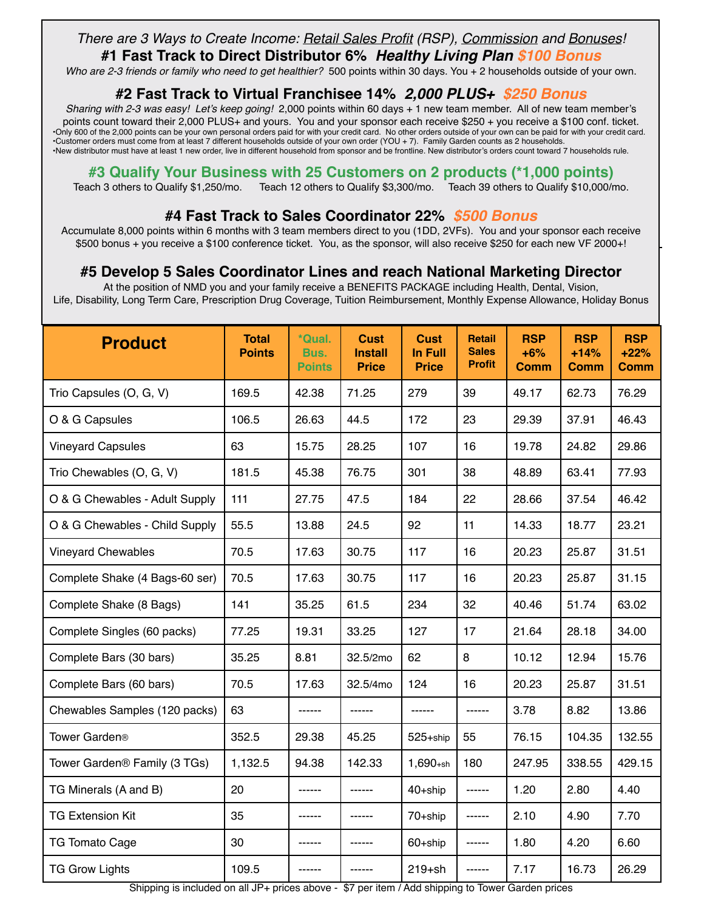*There are 3 Ways to Create Income: Retail Sales Profit (RSP), Commission and Bonuses!*

## #1 Fast Track to Direct Distributor 6% *Healthy Living Plan $100 Bonus*

*Who are 2-3 friends or family who need to get healthier?* 500 points within 30 days. You + 2 households outside of your own.

## #2 Fast Track to Virtual Franchisee 14% *2,000 PLUS+ $250 Bonus*

*Sharing with 2-3 was easy! Let's keep going!* 2,000 points within 60 days + 1 new team member. All of new team member's points count toward their 2,000 PLUS+ and yours. You and your sponsor each receive $250 + you receive a $100 conf. ticket.

- Only 600 of the 2,000 points can be your own personal orders paid for with your credit card. No other orders outside of your own can be paid for with your credit card.
- Customer orders must come from at least 7 different households outside of your own order (YOU + 7). Family Garden counts as 2 households.
- New distributor must have at least 1 new order, live in different household from sponsor and be frontline. New distributor's orders count toward 7 households rule.

## #3 Qualify Your Business with 25 Customers on 2 products (*1,000 points)

Teach 3 others to Qualify $1,250/mo. Teach 12 others to Qualify $3,300/mo. Teach 39 others to Qualify $10,000/mo.

## #4 Fast Track to Sales Coordinator 22% $500 Bonus

Accumulate 8,000 points within 6 months with 3 team members direct to you (1DD, 2VFs). You and your sponsor each receive $500 bonus + you receive a $100 conference ticket. You, as the sponsor, will also receive $250 for each new VF 2000+!

## #5 Develop 5 Sales Coordinator Lines and reach National Marketing Director

At the position of NMD you and your family receive a BENEFITS PACKAGE including Health, Dental, Vision, Life, Disability, Long Term Care, Prescription Drug Coverage, Tuition Reimbursement, Monthly Expense Allowance, Holiday Bonus

| Product | Total Points | *Qual. Bus. Points | Cust Install Price | Cust In Full Price | Retail Sales Profit | RSP +6% Comm | RSP +14% Comm | RSP +22% Comm |
|---|---|---|---|---|---|---|---|---|
| Trio Capsules (O, G, V) | 169.5 | 42.38 | 71.25 | 279 | 39 | 49.17 | 62.73 | 76.29 |
| O & G Capsules | 106.5 | 26.63 | 44.5 | 172 | 23 | 29.39 | 37.91 | 46.43 |
| Vineyard Capsules | 63 | 15.75 | 28.25 | 107 | 16 | 19.78 | 24.82 | 29.86 |
| Trio Chewables (O, G, V) | 181.5 | 45.38 | 76.75 | 301 | 38 | 48.89 | 63.41 | 77.93 |
| O & G Chewables - Adult Supply | 111 | 27.75 | 47.5 | 184 | 22 | 28.66 | 37.54 | 46.42 |
| O & G Chewables - Child Supply | 55.5 | 13.88 | 24.5 | 92 | 11 | 14.33 | 18.77 | 23.21 |
| Vineyard Chewables | 70.5 | 17.63 | 30.75 | 117 | 16 | 20.23 | 25.87 | 31.51 |
| Complete Shake (4 Bags-60 ser) | 70.5 | 17.63 | 30.75 | 117 | 16 | 20.23 | 25.87 | 31.15 |
| Complete Shake (8 Bags) | 141 | 35.25 | 61.5 | 234 | 32 | 40.46 | 51.74 | 63.02 |
| Complete Singles (60 packs) | 77.25 | 19.31 | 33.25 | 127 | 17 | 21.64 | 28.18 | 34.00 |
| Complete Bars (30 bars) | 35.25 | 8.81 | 32.5/2mo | 62 | 8 | 10.12 | 12.94 | 15.76 |
| Complete Bars (60 bars) | 70.5 | 17.63 | 32.5/4mo | 124 | 16 | 20.23 | 25.87 | 31.51 |
| Chewables Samples (120 packs) | 63 | ------ | ------ | ------ | ------ | 3.78 | 8.82 | 13.86 |
| Tower Garden® | 352.5 | 29.38 | 45.25 | 525+ship | 55 | 76.15 | 104.35 | 132.55 |
| Tower Garden® Family (3 TGs) | 1,132.5 | 94.38 | 142.33 | 1,690+sh | 180 | 247.95 | 338.55 | 429.15 |
| TG Minerals (A and B) | 20 | ------ | ------ | 40+ship | ------ | 1.20 | 2.80 | 4.40 |
| TG Extension Kit | 35 | ------ | ------ | 70+ship | ------ | 2.10 | 4.90 | 7.70 |
| TG Tomato Cage | 30 | ------ | ------ | 60+ship | ------ | 1.80 | 4.20 | 6.60 |
| TG Grow Lights | 109.5 | ------ | ------ | 219+sh | ------ | 7.17 | 16.73 | 26.29 |

Shipping is included on all JP+ prices above - $7 per item / Add shipping to Tower Garden prices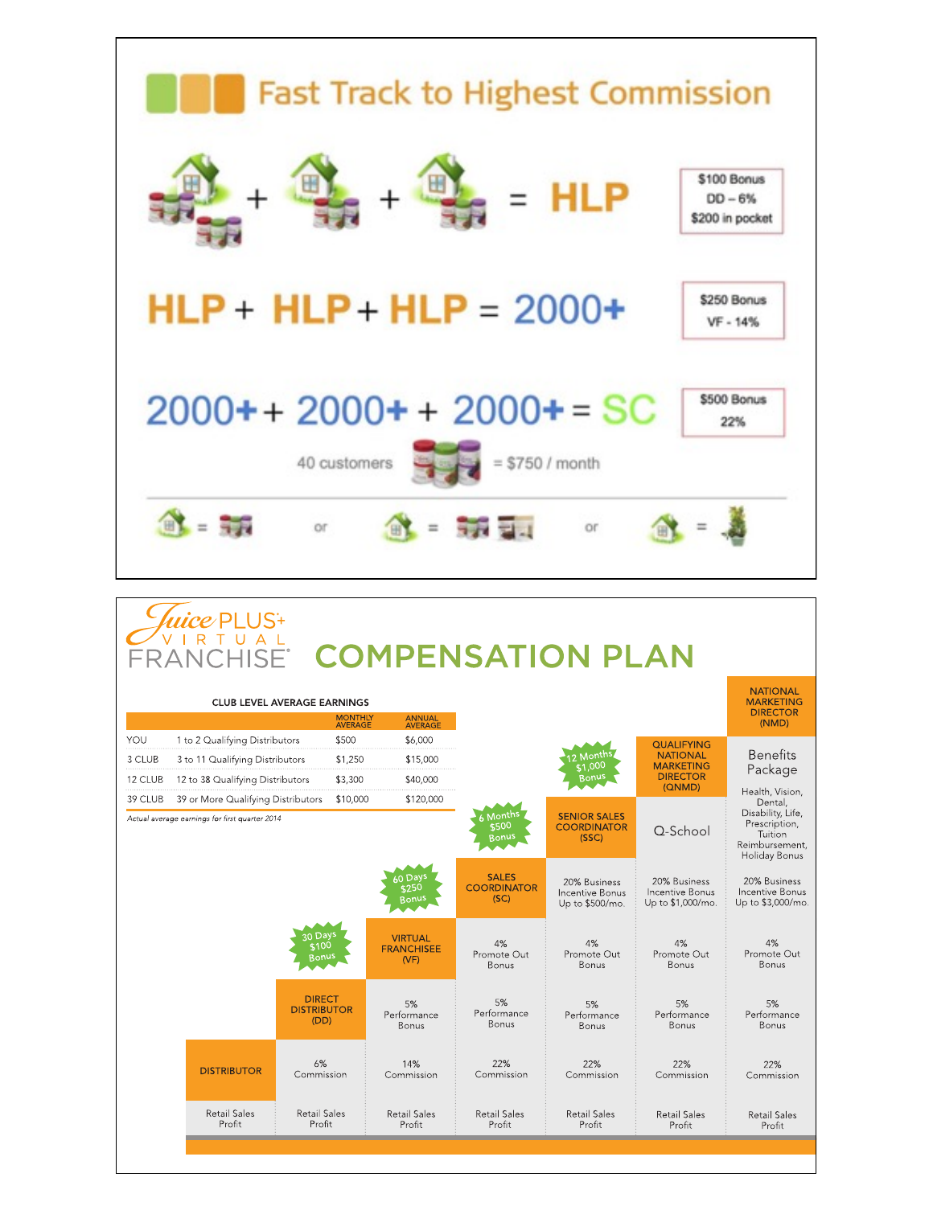# Fast Track to Highest Commission

\+ \+ = HLP

$100 Bonus
DD – 6%
$200 in pocket

HLP + HLP + HLP = 2000+

$250 Bonus
VF - 14%

2000+ + 2000+ + 2000+ = SC

$500 Bonus
22%

40 customers = $750 / month

= or = or =

---

Juice PLUS+ VIRTUAL FRANCHISE

# COMPENSATION PLAN

**CLUB LEVEL AVERAGE EARNINGS**

| | | MONTHLY AVERAGE | ANNUAL AVERAGE |
|---|---|---|---|
| YOU | 1 to 2 Qualifying Distributors | $500 | $6,000 |
| 3 CLUB | 3 to 11 Qualifying Distributors | $1,250 | $15,000 |
| 12 CLUB | 12 to 38 Qualifying Distributors | $3,300 | $40,000 |
| 39 CLUB | 39 or More Qualifying Distributors | $10,000 | $120,000 |

*Actual average earnings for first quarter 2014*

| DISTRIBUTOR | DIRECT DISTRIBUTOR (DD) | VIRTUAL FRANCHISEE (VF) | SALES COORDINATOR (SC) | SENIOR SALES COORDINATOR (SSC) | QUALIFYING NATIONAL MARKETING DIRECTOR (QNMD) | NATIONAL MARKETING DIRECTOR (NMD) |
|---|---|---|---|---|---|---|
| | 30 Days $100 Bonus | 60 Days $250 Bonus | 6 Months $500 Bonus | 12 Months $1,000 Bonus | | |
| | | | | | | Benefits Package<br>Health, Vision, Dental, Disability, Life, Prescription, Tuition Reimbursement, Holiday Bonus |
| | | | | | Q-School | |
| | | | | 20% Business Incentive Bonus Up to $500/mo. | 20% Business Incentive Bonus Up to $1,000/mo. | 20% Business Incentive Bonus Up to $3,000/mo. |
| | | | 4% Promote Out Bonus | 4% Promote Out Bonus | 4% Promote Out Bonus | 4% Promote Out Bonus |
| | | 5% Performance Bonus | 5% Performance Bonus | 5% Performance Bonus | 5% Performance Bonus | 5% Performance Bonus |
| | 6% Commission | 14% Commission | 22% Commission | 22% Commission | 22% Commission | 22% Commission |
| Retail Sales Profit | Retail Sales Profit | Retail Sales Profit | Retail Sales Profit | Retail Sales Profit | Retail Sales Profit | Retail Sales Profit |